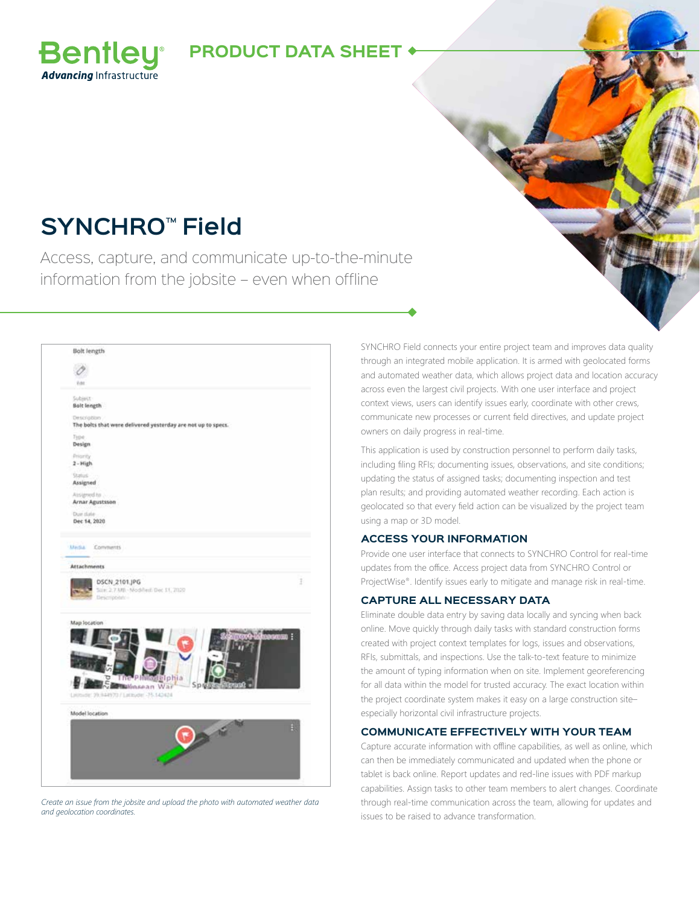PRODUCT DATA SHEET

# SYNCHRO™ Field

Access, capture, and communicate up-to-the-minute information from the jobsite – even when offline

*Create an issue from the jobsite and upload the photo with automated weather data and geolocation coordinates.*

SYNCHRO Field connects your entire project team and improves data quality through an integrated mobile application. It is armed with geolocated forms and automated weather data, which allows project data and location accuracy across even the largest civil projects. With one user interface and project context views, users can identify issues early, coordinate with other crews, communicate new processes or current field directives, and update project owners on daily progress in real-time.

This application is used by construction personnel to perform daily tasks, including filing RFIs; documenting issues, observations, and site conditions; updating the status of assigned tasks; documenting inspection and test plan results; and providing automated weather recording. Each action is geolocated so that every field action can be visualized by the project team using a map or 3D model.

## ACCESS YOUR INFORMATION

Provide one user interface that connects to SYNCHRO Control for real-time updates from the office. Access project data from SYNCHRO Control or ProjectWise®. Identify issues early to mitigate and manage risk in real-time.

## CAPTURE ALL NECESSARY DATA

Eliminate double data entry by saving data locally and syncing when back online. Move quickly through daily tasks with standard construction forms created with project context templates for logs, issues and observations, RFIs, submittals, and inspections. Use the talk-to-text feature to minimize the amount of typing information when on site. Implement georeferencing for all data within the model for trusted accuracy. The exact location within the project coordinate system makes it easy on a large construction site–especially horizontal civil infrastructure projects.

## COMMUNICATE EFFECTIVELY WITH YOUR TEAM

Capture accurate information with offline capabilities, as well as online, which can then be immediately communicated and updated when the phone or tablet is back online. Report updates and red-line issues with PDF markup capabilities. Assign tasks to other team members to alert changes. Coordinate through real-time communication across the team, allowing for updates and issues to be raised to advance transformation.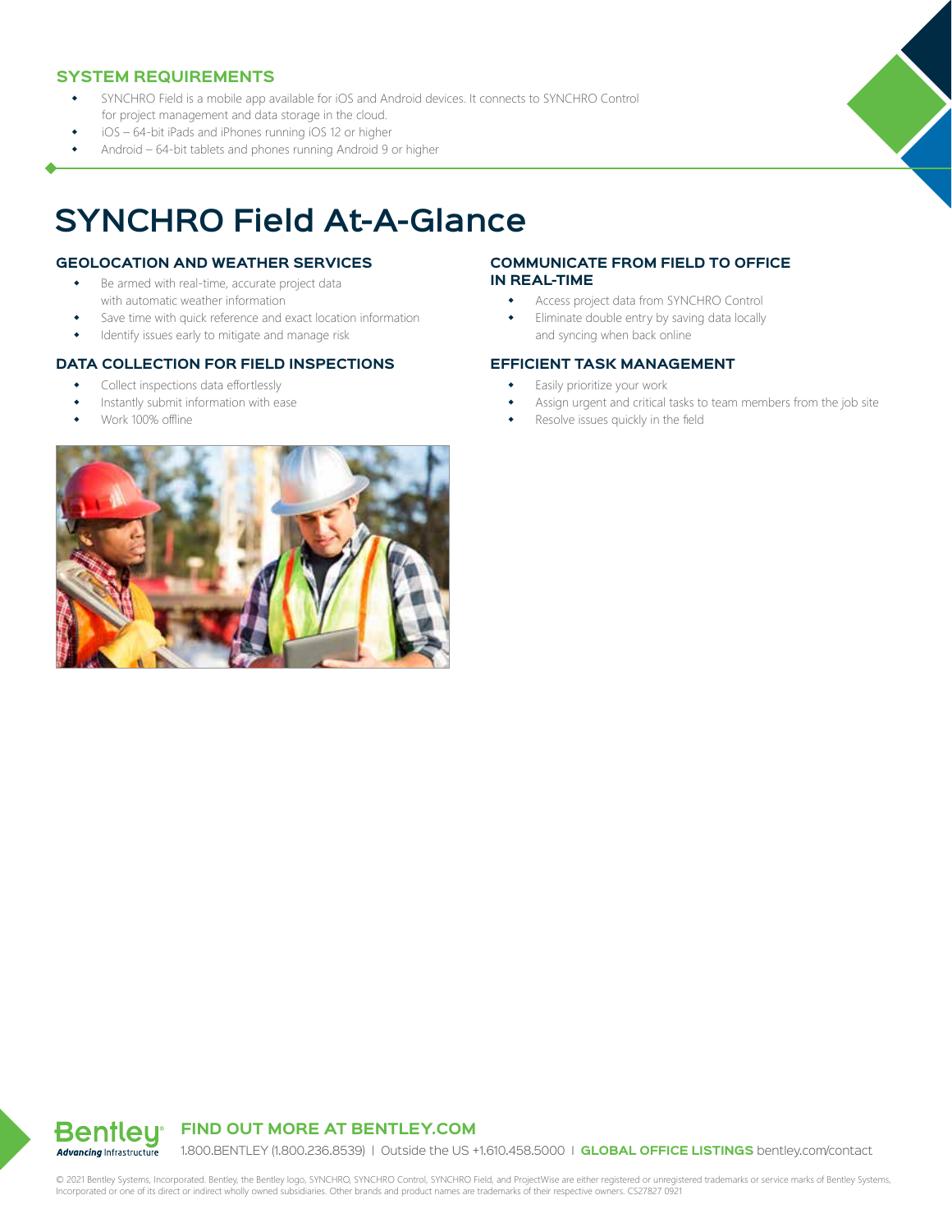### SYSTEM REQUIREMENTS

- SYNCHRO Field is a mobile app available for iOS and Android devices. It connects to SYNCHRO Control for project management and data storage in the cloud.
- iOS – 64-bit iPads and iPhones running iOS 12 or higher
- Android – 64-bit tablets and phones running Android 9 or higher

# SYNCHRO Field At-A-Glance

### GEOLOCATION AND WEATHER SERVICES

- Be armed with real-time, accurate project data with automatic weather information
- Save time with quick reference and exact location information
- Identify issues early to mitigate and manage risk

### DATA COLLECTION FOR FIELD INSPECTIONS

- Collect inspections data effortlessly
- Instantly submit information with ease
- Work 100% offline

### COMMUNICATE FROM FIELD TO OFFICE IN REAL-TIME

- Access project data from SYNCHRO Control
- Eliminate double entry by saving data locally and syncing when back online

### EFFICIENT TASK MANAGEMENT

- Easily prioritize your work
- Assign urgent and critical tasks to team members from the job site
- Resolve issues quickly in the field

**Bentley** *Advancing* Infrastructure

**FIND OUT MORE AT BENTLEY.COM**

1.800.BENTLEY (1.800.236.8539) | Outside the US +1.610.458.5000 | **GLOBAL OFFICE LISTINGS** bentley.com/contact

© 2021 Bentley Systems, Incorporated. Bentley, the Bentley logo, SYNCHRO, SYNCHRO Control, SYNCHRO Field, and ProjectWise are either registered or unregistered trademarks or service marks of Bentley Systems, Incorporated or one of its direct or indirect wholly owned subsidiaries. Other brands and product names are trademarks of their respective owners. CS27827 0921